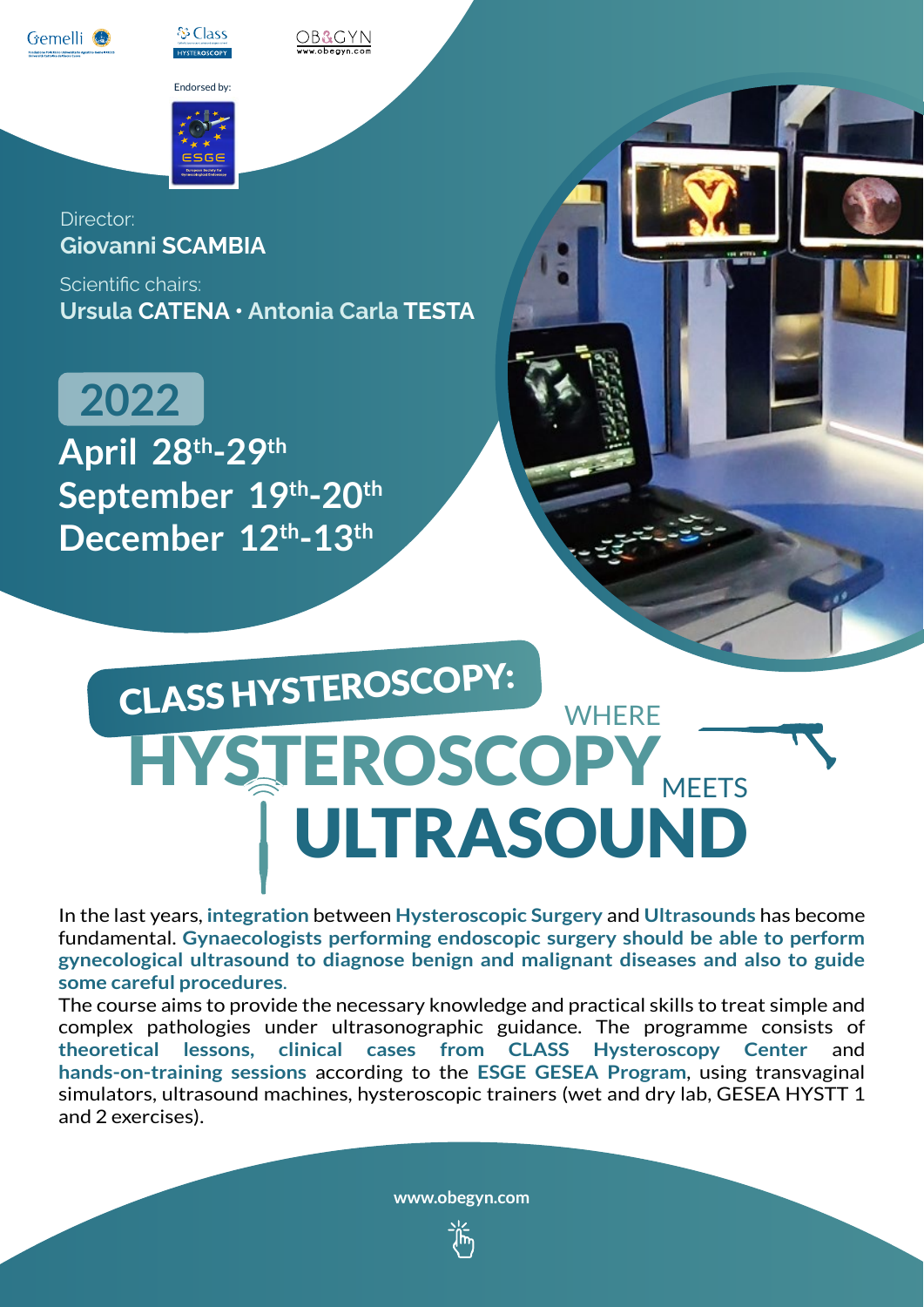Endorsed by:

Director:
**Giovanni SCAMBIA**

Scientific chairs:
**Ursula CATENA · Antonia Carla TESTA**

## 2022

**April 28th-29th**
**September 19th-20th**
**December 12th-13th**

# CLASS HYSTEROSCOPY: HYSTEROSCOPY WHERE MEETS ULTRASOUND

In the last years, **integration** between **Hysteroscopic Surgery** and **Ultrasounds** has become fundamental. **Gynaecologists performing endoscopic surgery should be able to perform gynecological ultrasound to diagnose benign and malignant diseases and also to guide some careful procedures**.
The course aims to provide the necessary knowledge and practical skills to treat simple and complex pathologies under ultrasonographic guidance. The programme consists of **theoretical lessons, clinical cases from CLASS Hysteroscopy Center** and **hands-on-training sessions** according to the **ESGE GESEA Program**, using transvaginal simulators, ultrasound machines, hysteroscopic trainers (wet and dry lab, GESEA HYSTT 1 and 2 exercises).

www.obegyn.com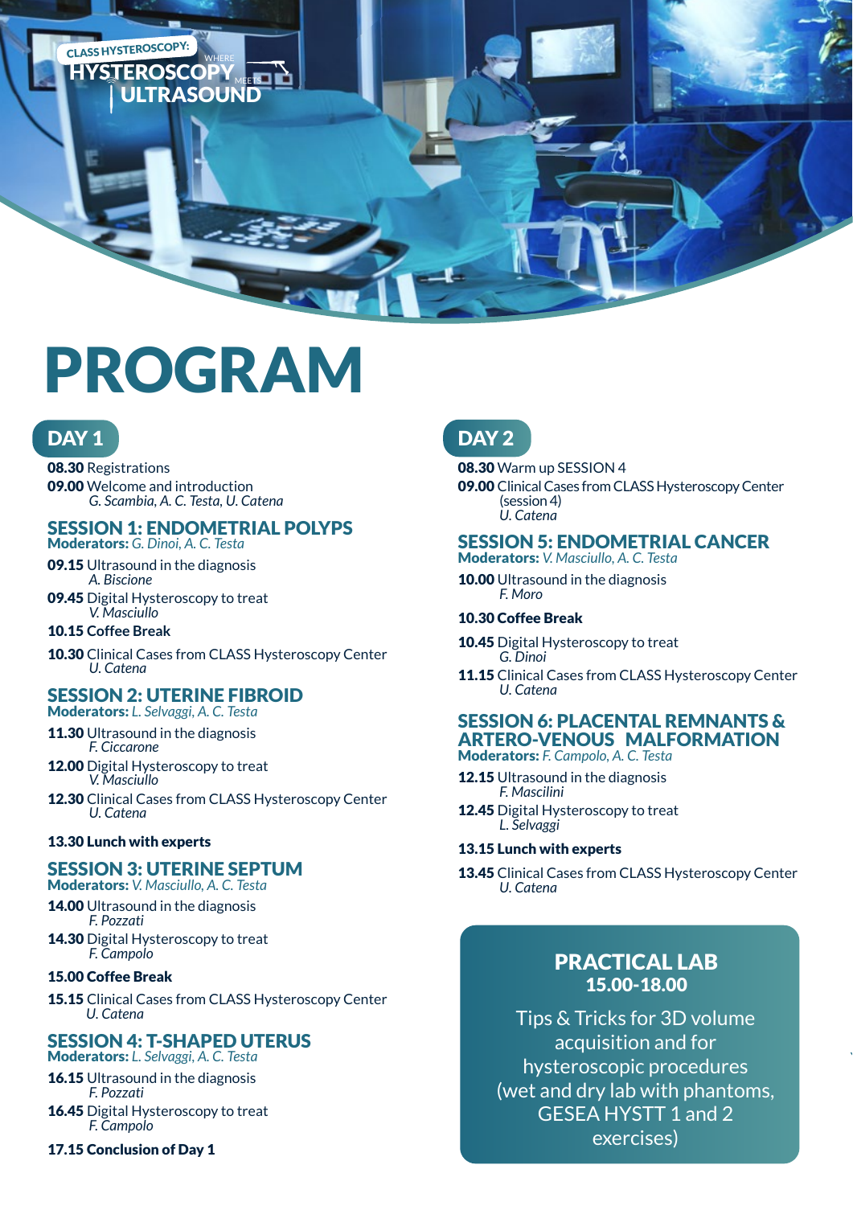CLASS HYSTEROSCOPY: WHERE HYSTEROSCOPY MEETS ULTRASOUND

# PROGRAM

## DAY 1

**08.30** Registrations

**09.00** Welcome and introduction
*G. Scambia, A. C. Testa, U. Catena*

### SESSION 1: ENDOMETRIAL POLYPS

**Moderators:** *G. Dinoi, A. C. Testa*

**09.15** Ultrasound in the diagnosis
*A. Biscione*

**09.45** Digital Hysteroscopy to treat
*V. Masciullo*

**10.15 Coffee Break**

**10.30** Clinical Cases from CLASS Hysteroscopy Center
*U. Catena*

### SESSION 2: UTERINE FIBROID

**Moderators:** *L. Selvaggi, A. C. Testa*

**11.30** Ultrasound in the diagnosis
*F. Ciccarone*

**12.00** Digital Hysteroscopy to treat
*V. Masciullo*

**12.30** Clinical Cases from CLASS Hysteroscopy Center
*U. Catena*

**13.30 Lunch with experts**

### SESSION 3: UTERINE SEPTUM

**Moderators:** *V. Masciullo, A. C. Testa*

**14.00** Ultrasound in the diagnosis
*F. Pozzati*

**14.30** Digital Hysteroscopy to treat
*F. Campolo*

**15.00 Coffee Break**

**15.15** Clinical Cases from CLASS Hysteroscopy Center
*U. Catena*

### SESSION 4: T-SHAPED UTERUS

**Moderators:** *L. Selvaggi, A. C. Testa*

**16.15** Ultrasound in the diagnosis
*F. Pozzati*

**16.45** Digital Hysteroscopy to treat
*F. Campolo*

**17.15 Conclusion of Day 1**

## DAY 2

**08.30** Warm up SESSION 4

**09.00** Clinical Cases from CLASS Hysteroscopy Center (session 4)
*U. Catena*

### SESSION 5: ENDOMETRIAL CANCER

**Moderators:** *V. Masciullo, A. C. Testa*

**10.00** Ultrasound in the diagnosis
*F. Moro*

**10.30 Coffee Break**

**10.45** Digital Hysteroscopy to treat
*G. Dinoi*

**11.15** Clinical Cases from CLASS Hysteroscopy Center
*U. Catena*

### SESSION 6: PLACENTAL REMNANTS & ARTERO-VENOUS MALFORMATION

**Moderators:** *F. Campolo, A. C. Testa*

**12.15** Ultrasound in the diagnosis
*F. Mascilini*

**12.45** Digital Hysteroscopy to treat
*L. Selvaggi*

**13.15 Lunch with experts**

**13.45** Clinical Cases from CLASS Hysteroscopy Center
*U. Catena*

### PRACTICAL LAB
**15.00-18.00**

Tips & Tricks for 3D volume acquisition and for hysteroscopic procedures (wet and dry lab with phantoms, GESEA HYSTT 1 and 2 exercises)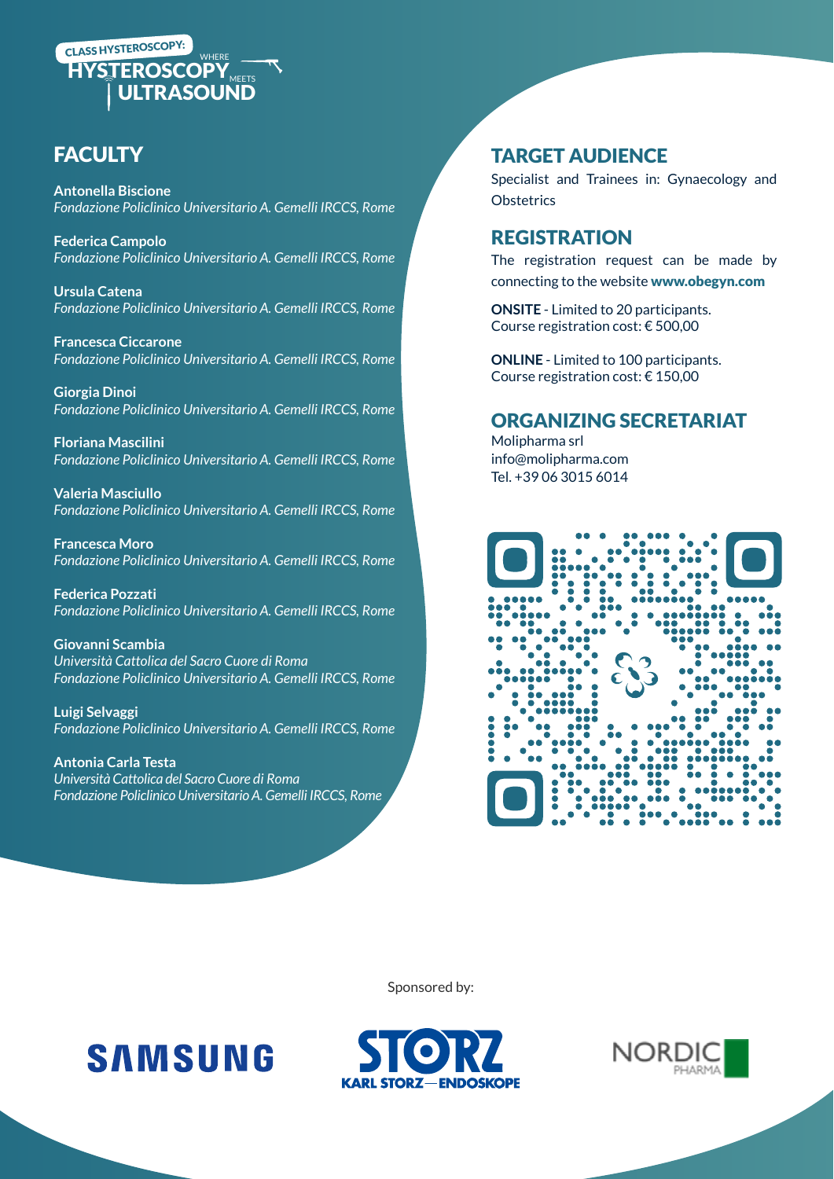CLASS HYSTEROSCOPY: HYSTEROSCOPY WHERE MEETS ULTRASOUND

## FACULTY

**Antonella Biscione**
*Fondazione Policlinico Universitario A. Gemelli IRCCS, Rome*

**Federica Campolo**
*Fondazione Policlinico Universitario A. Gemelli IRCCS, Rome*

**Ursula Catena**
*Fondazione Policlinico Universitario A. Gemelli IRCCS, Rome*

**Francesca Ciccarone**
*Fondazione Policlinico Universitario A. Gemelli IRCCS, Rome*

**Giorgia Dinoi**
*Fondazione Policlinico Universitario A. Gemelli IRCCS, Rome*

**Floriana Mascilini**
*Fondazione Policlinico Universitario A. Gemelli IRCCS, Rome*

**Valeria Masciullo**
*Fondazione Policlinico Universitario A. Gemelli IRCCS, Rome*

**Francesca Moro**
*Fondazione Policlinico Universitario A. Gemelli IRCCS, Rome*

**Federica Pozzati**
*Fondazione Policlinico Universitario A. Gemelli IRCCS, Rome*

**Giovanni Scambia**
*Università Cattolica del Sacro Cuore di Roma*
*Fondazione Policlinico Universitario A. Gemelli IRCCS, Rome*

**Luigi Selvaggi**
*Fondazione Policlinico Universitario A. Gemelli IRCCS, Rome*

**Antonia Carla Testa**
*Università Cattolica del Sacro Cuore di Roma*
*Fondazione Policlinico Universitario A. Gemelli IRCCS, Rome*

## TARGET AUDIENCE

Specialist and Trainees in: Gynaecology and Obstetrics

## REGISTRATION

The registration request can be made by connecting to the website **www.obegyn.com**

**ONSITE** - Limited to 20 participants.
Course registration cost: € 500,00

**ONLINE** - Limited to 100 participants.
Course registration cost: € 150,00

## ORGANIZING SECRETARIAT

Molipharma srl
info@molipharma.com
Tel. +39 06 3015 6014

Sponsored by:

SAMSUNG

STORZ KARL STORZ—ENDOSKOPE

NORDIC PHARMA